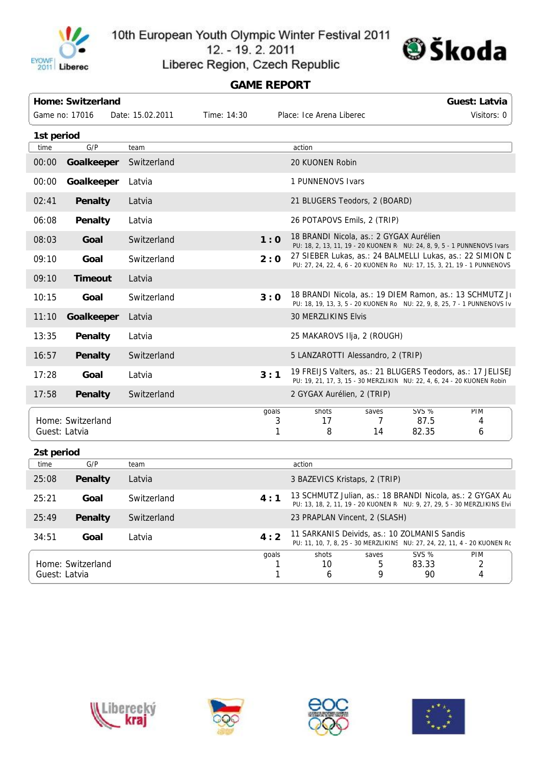# 10th European Youth Olympic Winter Festival 2011
12. - 19. 2. 2011
Liberec Region, Czech Republic

## GAME REPORT

| Home: Switzerland | | | | Guest: Latvia |
|---|---|---|---|---|
| Game no: 17016 | Date: 15.02.2011 | Time: 14:30 | Place: Ice Arena Liberec | Visitors: 0 |

### 1st period

| time | G/P | team | | action |
|---|---|---|---|---|
| 00:00 | **Goalkeeper** | Switzerland | | 20 KUONEN Robin |
| 00:00 | **Goalkeeper** | Latvia | | 1 PUNNENOVS Ivars |
| 02:41 | **Penalty** | Latvia | | 21 BLUGERS Teodors, 2 (BOARD) |
| 06:08 | **Penalty** | Latvia | | 26 POTAPOVS Emils, 2 (TRIP) |
| 08:03 | **Goal** | Switzerland | **1 : 0** | 18 BRANDI Nicola, as.: 2 GYGAX Aurélien<br>PU: 18, 2, 13, 11, 19 - 20 KUONEN R NU: 24, 8, 9, 5 - 1 PUNNENOVS Ivars |
| 09:10 | **Goal** | Switzerland | **2 : 0** | 27 SIEBER Lukas, as.: 24 BALMELLI Lukas, as.: 22 SIMION D<br>PU: 27, 24, 22, 4, 6 - 20 KUONEN Ro NU: 17, 15, 3, 21, 19 - 1 PUNNENOVS |
| 09:10 | **Timeout** | Latvia | | |
| 10:15 | **Goal** | Switzerland | **3 : 0** | 18 BRANDI Nicola, as.: 19 DIEM Ramon, as.: 13 SCHMUTZ J<br>PU: 18, 19, 13, 3, 5 - 20 KUONEN Ro NU: 22, 9, 8, 25, 7 - 1 PUNNENOVS Iv |
| 11:10 | **Goalkeeper** | Latvia | | 30 MERZLIKINS Elvis |
| 13:35 | **Penalty** | Latvia | | 25 MAKAROVS Ilja, 2 (ROUGH) |
| 16:57 | **Penalty** | Switzerland | | 5 LANZAROTTI Alessandro, 2 (TRIP) |
| 17:28 | **Goal** | Latvia | **3 : 1** | 19 FREIJS Valters, as.: 21 BLUGERS Teodors, as.: 17 JELISEJ<br>PU: 19, 21, 17, 3, 15 - 30 MERZLIKIN NU: 22, 4, 6, 24 - 20 KUONEN Robin |
| 17:58 | **Penalty** | Switzerland | | 2 GYGAX Aurélien, 2 (TRIP) |

| | goals | shots | saves | SVS % | PIM |
|---|---|---|---|---|---|
| Home: Switzerland | 3 | 17 | 7 | 87.5 | 4 |
| Guest: Latvia | 1 | 8 | 14 | 82.35 | 6 |

### 2st period

| time | G/P | team | | action |
|---|---|---|---|---|
| 25:08 | **Penalty** | Latvia | | 3 BAZEVICS Kristaps, 2 (TRIP) |
| 25:21 | **Goal** | Switzerland | **4 : 1** | 13 SCHMUTZ Julian, as.: 18 BRANDI Nicola, as.: 2 GYGAX Au<br>PU: 13, 18, 2, 11, 19 - 20 KUONEN R NU: 9, 27, 29, 5 - 30 MERZLIKINS Elvi |
| 25:49 | **Penalty** | Switzerland | | 23 PRAPLAN Vincent, 2 (SLASH) |
| 34:51 | **Goal** | Latvia | **4 : 2** | 11 SARKANIS Deivids, as.: 10 ZOLMANIS Sandis<br>PU: 11, 10, 7, 8, 25 - 30 MERZLIKINS NU: 27, 24, 22, 11, 4 - 20 KUONEN Rc |

| | goals | shots | saves | SVS % | PIM |
|---|---|---|---|---|---|
| Home: Switzerland | 1 | 10 | 5 | 83.33 | 2 |
| Guest: Latvia | 1 | 6 | 9 | 90 | 4 |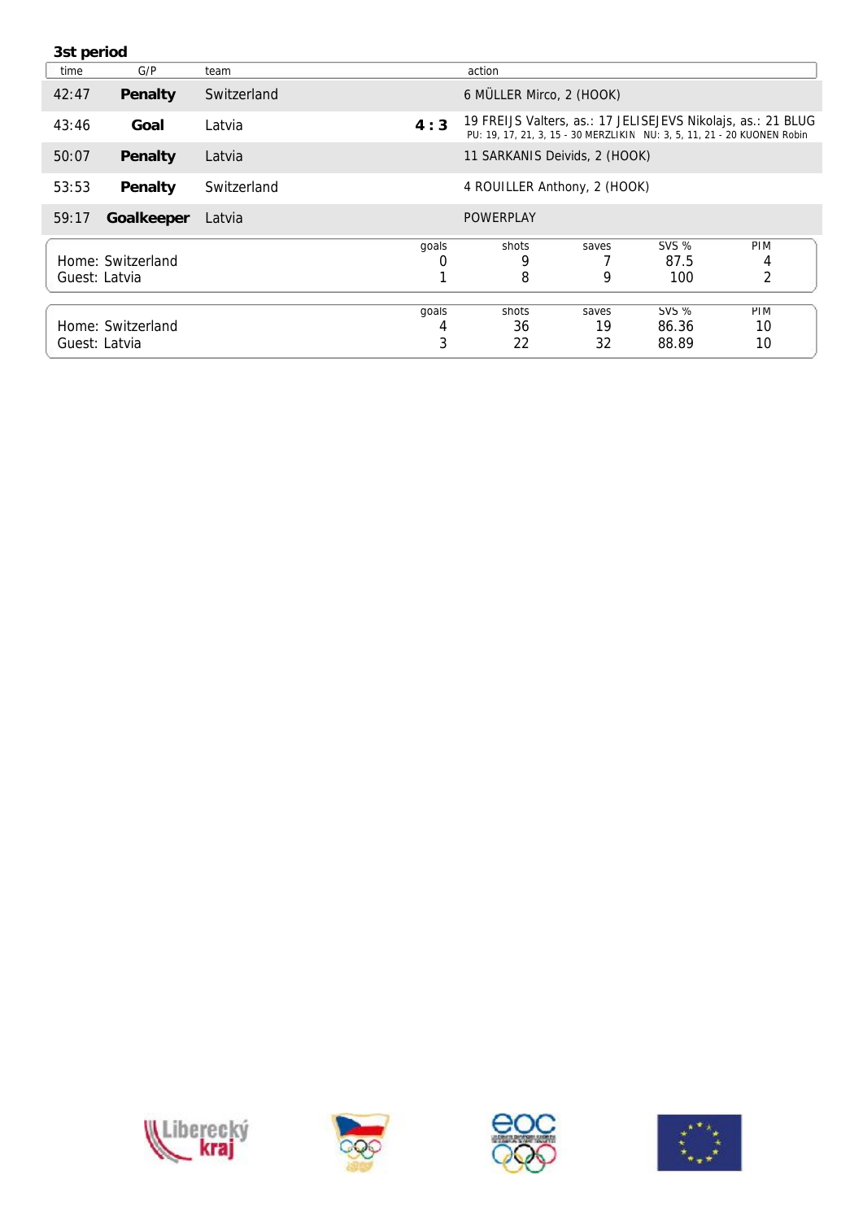### 3st period

| time | G/P | team | | action |
|---|---|---|---|---|
| 42:47 | **Penalty** | Switzerland | | 6 MÜLLER Mirco, 2 (HOOK) |
| 43:46 | **Goal** | Latvia | **4 : 3** | 19 FREIJS Valters, as.: 17 JELISEJEVS Nikolajs, as.: 21 BLUG<br>PU: 19, 17, 21, 3, 15 - 30 MERZLIKIN NU: 3, 5, 11, 21 - 20 KUONEN Robin |
| 50:07 | **Penalty** | Latvia | | 11 SARKANIS Deivids, 2 (HOOK) |
| 53:53 | **Penalty** | Switzerland | | 4 ROUILLER Anthony, 2 (HOOK) |
| 59:17 | **Goalkeeper** | Latvia | | POWERPLAY |

| | goals | shots | saves | SVS % | PIM |
|---|---|---|---|---|---|
| Home: Switzerland | 0 | 9 | 7 | 87.5 | 4 |
| Guest: Latvia | 1 | 8 | 9 | 100 | 2 |

| | goals | shots | saves | SVS % | PIM |
|---|---|---|---|---|---|
| Home: Switzerland | 4 | 36 | 19 | 86.36 | 10 |
| Guest: Latvia | 3 | 22 | 32 | 88.89 | 10 |